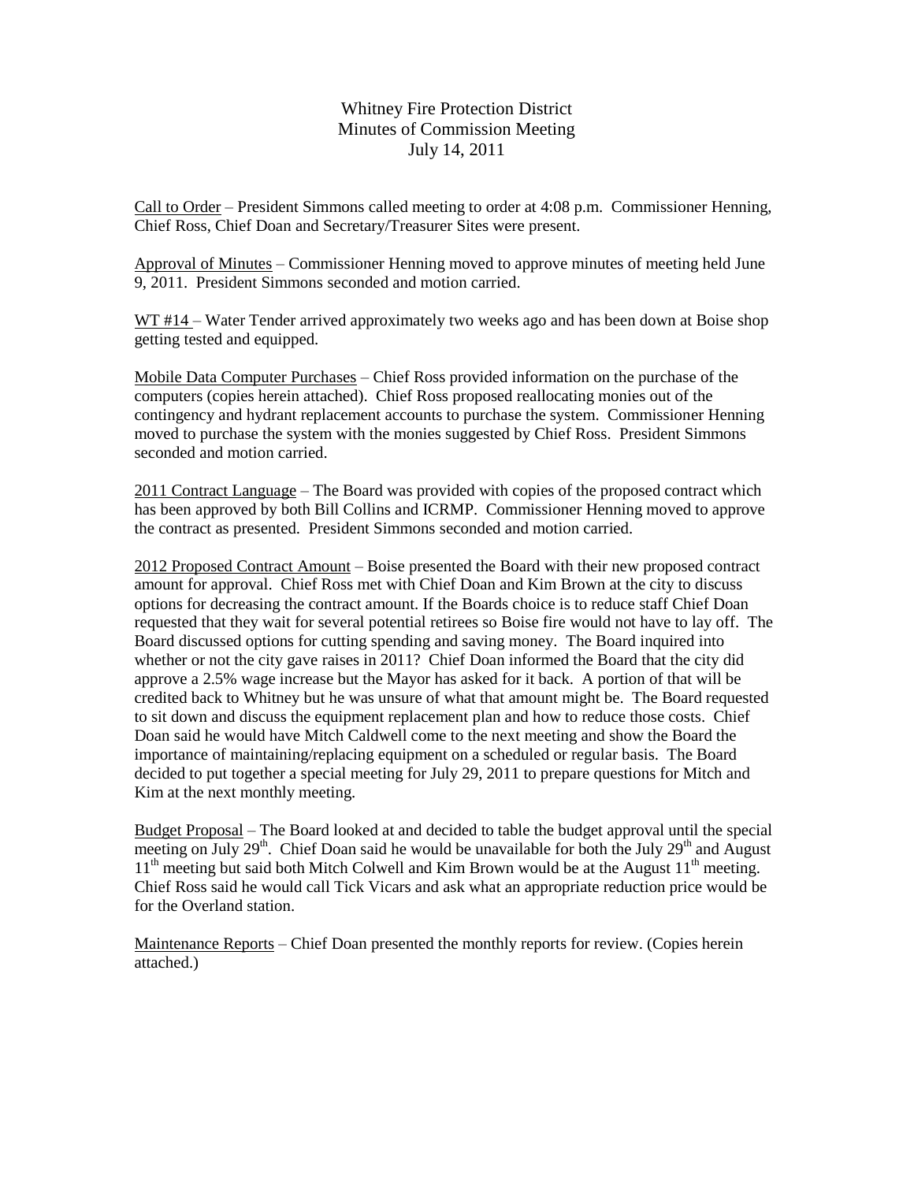# Whitney Fire Protection District
## Minutes of Commission Meeting
### July 14, 2011

Call to Order – President Simmons called meeting to order at 4:08 p.m. Commissioner Henning, Chief Ross, Chief Doan and Secretary/Treasurer Sites were present.

Approval of Minutes – Commissioner Henning moved to approve minutes of meeting held June 9, 2011. President Simmons seconded and motion carried.

WT #14 – Water Tender arrived approximately two weeks ago and has been down at Boise shop getting tested and equipped.

Mobile Data Computer Purchases – Chief Ross provided information on the purchase of the computers (copies herein attached). Chief Ross proposed reallocating monies out of the contingency and hydrant replacement accounts to purchase the system. Commissioner Henning moved to purchase the system with the monies suggested by Chief Ross. President Simmons seconded and motion carried.

2011 Contract Language – The Board was provided with copies of the proposed contract which has been approved by both Bill Collins and ICRMP. Commissioner Henning moved to approve the contract as presented. President Simmons seconded and motion carried.

2012 Proposed Contract Amount – Boise presented the Board with their new proposed contract amount for approval. Chief Ross met with Chief Doan and Kim Brown at the city to discuss options for decreasing the contract amount. If the Boards choice is to reduce staff Chief Doan requested that they wait for several potential retirees so Boise fire would not have to lay off. The Board discussed options for cutting spending and saving money. The Board inquired into whether or not the city gave raises in 2011? Chief Doan informed the Board that the city did approve a 2.5% wage increase but the Mayor has asked for it back. A portion of that will be credited back to Whitney but he was unsure of what that amount might be. The Board requested to sit down and discuss the equipment replacement plan and how to reduce those costs. Chief Doan said he would have Mitch Caldwell come to the next meeting and show the Board the importance of maintaining/replacing equipment on a scheduled or regular basis. The Board decided to put together a special meeting for July 29, 2011 to prepare questions for Mitch and Kim at the next monthly meeting.

Budget Proposal – The Board looked at and decided to table the budget approval until the special meeting on July 29th. Chief Doan said he would be unavailable for both the July 29th and August 11th meeting but said both Mitch Colwell and Kim Brown would be at the August 11th meeting. Chief Ross said he would call Tick Vicars and ask what an appropriate reduction price would be for the Overland station.

Maintenance Reports – Chief Doan presented the monthly reports for review. (Copies herein attached.)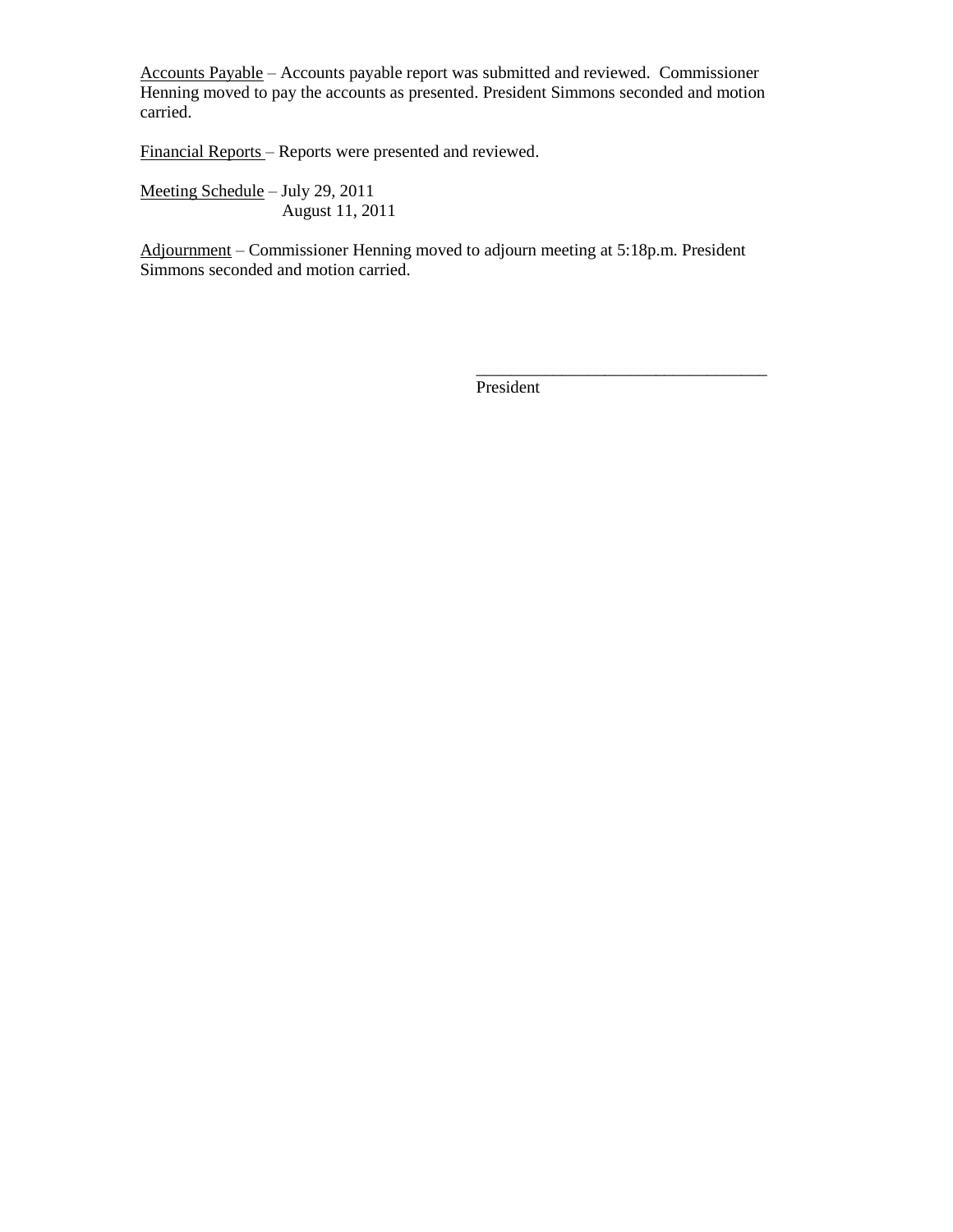Accounts Payable – Accounts payable report was submitted and reviewed. Commissioner Henning moved to pay the accounts as presented. President Simmons seconded and motion carried.

Financial Reports – Reports were presented and reviewed.

Meeting Schedule – July 29, 2011
August 11, 2011

Adjournment – Commissioner Henning moved to adjourn meeting at 5:18p.m. President Simmons seconded and motion carried.

_________________________________
President